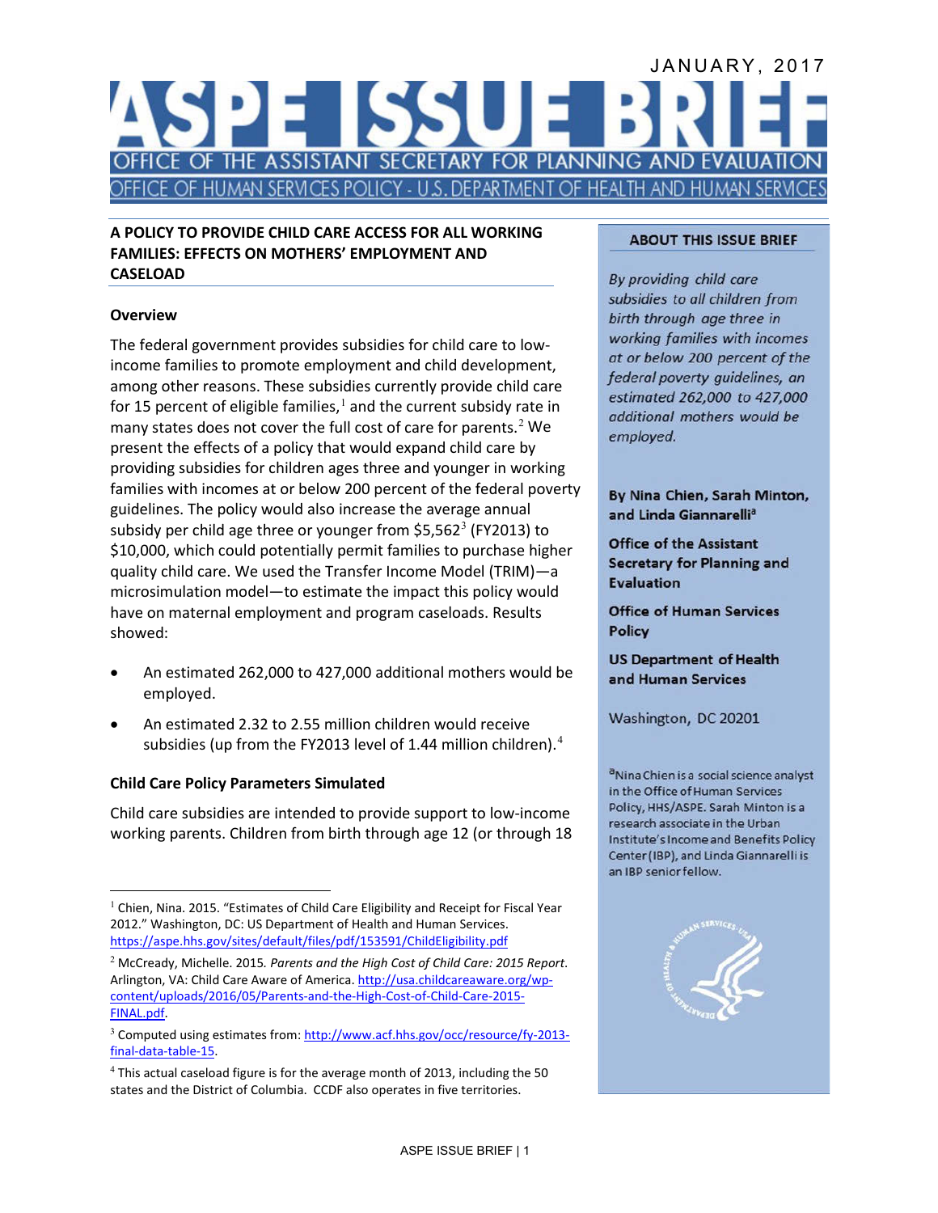JANUARY, 2017

# ASPE ISSUE BRIEF

OFFICE OF THE ASSISTANT SECRETARY FOR PLANNING AND EVALUATION

OFFICE OF HUMAN SERVICES POLICY - U.S. DEPARTMENT OF HEALTH AND HUMAN SERVICES

## A POLICY TO PROVIDE CHILD CARE ACCESS FOR ALL WORKING FAMILIES: EFFECTS ON MOTHERS' EMPLOYMENT AND CASELOAD

### Overview

The federal government provides subsidies for child care to low-income families to promote employment and child development, among other reasons. These subsidies currently provide child care for 15 percent of eligible families,[1] and the current subsidy rate in many states does not cover the full cost of care for parents.[2] We present the effects of a policy that would expand child care by providing subsidies for children ages three and younger in working families with incomes at or below 200 percent of the federal poverty guidelines. The policy would also increase the average annual subsidy per child age three or younger from $5,562[3] (FY2013) to $10,000, which could potentially permit families to purchase higher quality child care. We used the Transfer Income Model (TRIM)—a microsimulation model—to estimate the impact this policy would have on maternal employment and program caseloads. Results showed:

- An estimated 262,000 to 427,000 additional mothers would be employed.
- An estimated 2.32 to 2.55 million children would receive subsidies (up from the FY2013 level of 1.44 million children).[4]

### Child Care Policy Parameters Simulated

Child care subsidies are intended to provide support to low-income working parents. Children from birth through age 12 (or through 18

**ABOUT THIS ISSUE BRIEF**

*By providing child care subsidies to all children from birth through age three in working families with incomes at or below 200 percent of the federal poverty guidelines, an estimated 262,000 to 427,000 additional mothers would be employed.*

**By Nina Chien, Sarah Minton, and Linda Giannarelli[a]**

**Office of the Assistant Secretary for Planning and Evaluation**

**Office of Human Services Policy**

**US Department of Health and Human Services**

Washington, DC 20201

[a]Nina Chien is a social science analyst in the Office of Human Services Policy, HHS/ASPE. Sarah Minton is a research associate in the Urban Institute's Income and Benefits Policy Center (IBP), and Linda Giannarelli is an IBP senior fellow.

---

[1] Chien, Nina. 2015. "Estimates of Child Care Eligibility and Receipt for Fiscal Year 2012." Washington, DC: US Department of Health and Human Services. https://aspe.hhs.gov/sites/default/files/pdf/153591/ChildEligibility.pdf

[2] McCready, Michelle. 2015. *Parents and the High Cost of Child Care: 2015 Report*. Arlington, VA: Child Care Aware of America. http://usa.childcareaware.org/wp-content/uploads/2016/05/Parents-and-the-High-Cost-of-Child-Care-2015-FINAL.pdf.

[3] Computed using estimates from: http://www.acf.hhs.gov/occ/resource/fy-2013-final-data-table-15.

[4] This actual caseload figure is for the average month of 2013, including the 50 states and the District of Columbia. CCDF also operates in five territories.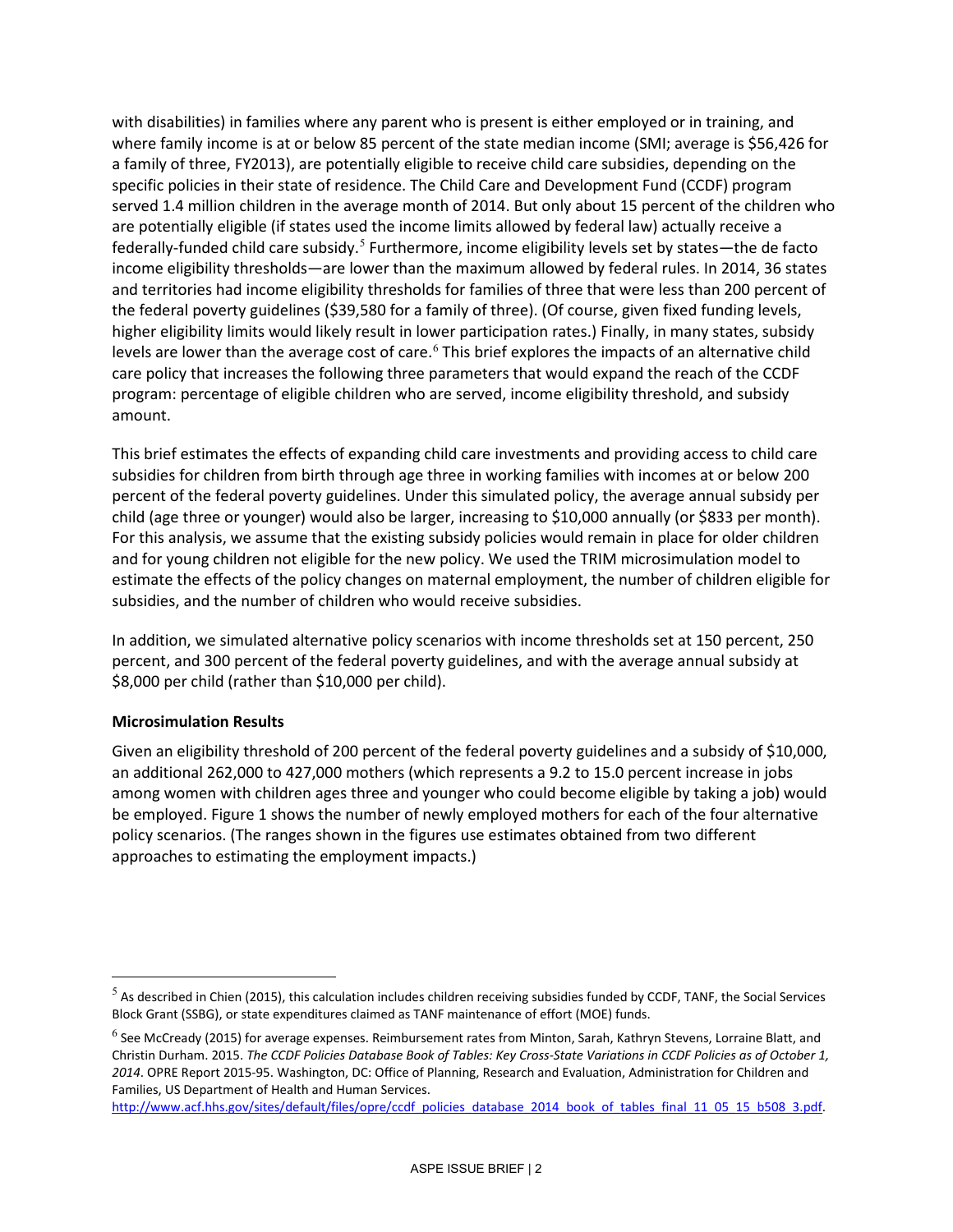with disabilities) in families where any parent who is present is either employed or in training, and where family income is at or below 85 percent of the state median income (SMI; average is $56,426 for a family of three, FY2013), are potentially eligible to receive child care subsidies, depending on the specific policies in their state of residence. The Child Care and Development Fund (CCDF) program served 1.4 million children in the average month of 2014. But only about 15 percent of the children who are potentially eligible (if states used the income limits allowed by federal law) actually receive a federally-funded child care subsidy.[5] Furthermore, income eligibility levels set by states—the de facto income eligibility thresholds—are lower than the maximum allowed by federal rules. In 2014, 36 states and territories had income eligibility thresholds for families of three that were less than 200 percent of the federal poverty guidelines ($39,580 for a family of three). (Of course, given fixed funding levels, higher eligibility limits would likely result in lower participation rates.) Finally, in many states, subsidy levels are lower than the average cost of care.[6] This brief explores the impacts of an alternative child care policy that increases the following three parameters that would expand the reach of the CCDF program: percentage of eligible children who are served, income eligibility threshold, and subsidy amount.

This brief estimates the effects of expanding child care investments and providing access to child care subsidies for children from birth through age three in working families with incomes at or below 200 percent of the federal poverty guidelines. Under this simulated policy, the average annual subsidy per child (age three or younger) would also be larger, increasing to $10,000 annually (or $833 per month). For this analysis, we assume that the existing subsidy policies would remain in place for older children and for young children not eligible for the new policy. We used the TRIM microsimulation model to estimate the effects of the policy changes on maternal employment, the number of children eligible for subsidies, and the number of children who would receive subsidies.

In addition, we simulated alternative policy scenarios with income thresholds set at 150 percent, 250 percent, and 300 percent of the federal poverty guidelines, and with the average annual subsidy at $8,000 per child (rather than $10,000 per child).

**Microsimulation Results**

Given an eligibility threshold of 200 percent of the federal poverty guidelines and a subsidy of $10,000, an additional 262,000 to 427,000 mothers (which represents a 9.2 to 15.0 percent increase in jobs among women with children ages three and younger who could become eligible by taking a job) would be employed. Figure 1 shows the number of newly employed mothers for each of the four alternative policy scenarios. (The ranges shown in the figures use estimates obtained from two different approaches to estimating the employment impacts.)

---

[5] As described in Chien (2015), this calculation includes children receiving subsidies funded by CCDF, TANF, the Social Services Block Grant (SSBG), or state expenditures claimed as TANF maintenance of effort (MOE) funds.

[6] See McCready (2015) for average expenses. Reimbursement rates from Minton, Sarah, Kathryn Stevens, Lorraine Blatt, and Christin Durham. 2015. *The CCDF Policies Database Book of Tables: Key Cross-State Variations in CCDF Policies as of October 1, 2014*. OPRE Report 2015-95. Washington, DC: Office of Planning, Research and Evaluation, Administration for Children and Families, US Department of Health and Human Services. http://www.acf.hhs.gov/sites/default/files/opre/ccdf_policies_database_2014_book_of_tables_final_11_05_15_b508_3.pdf.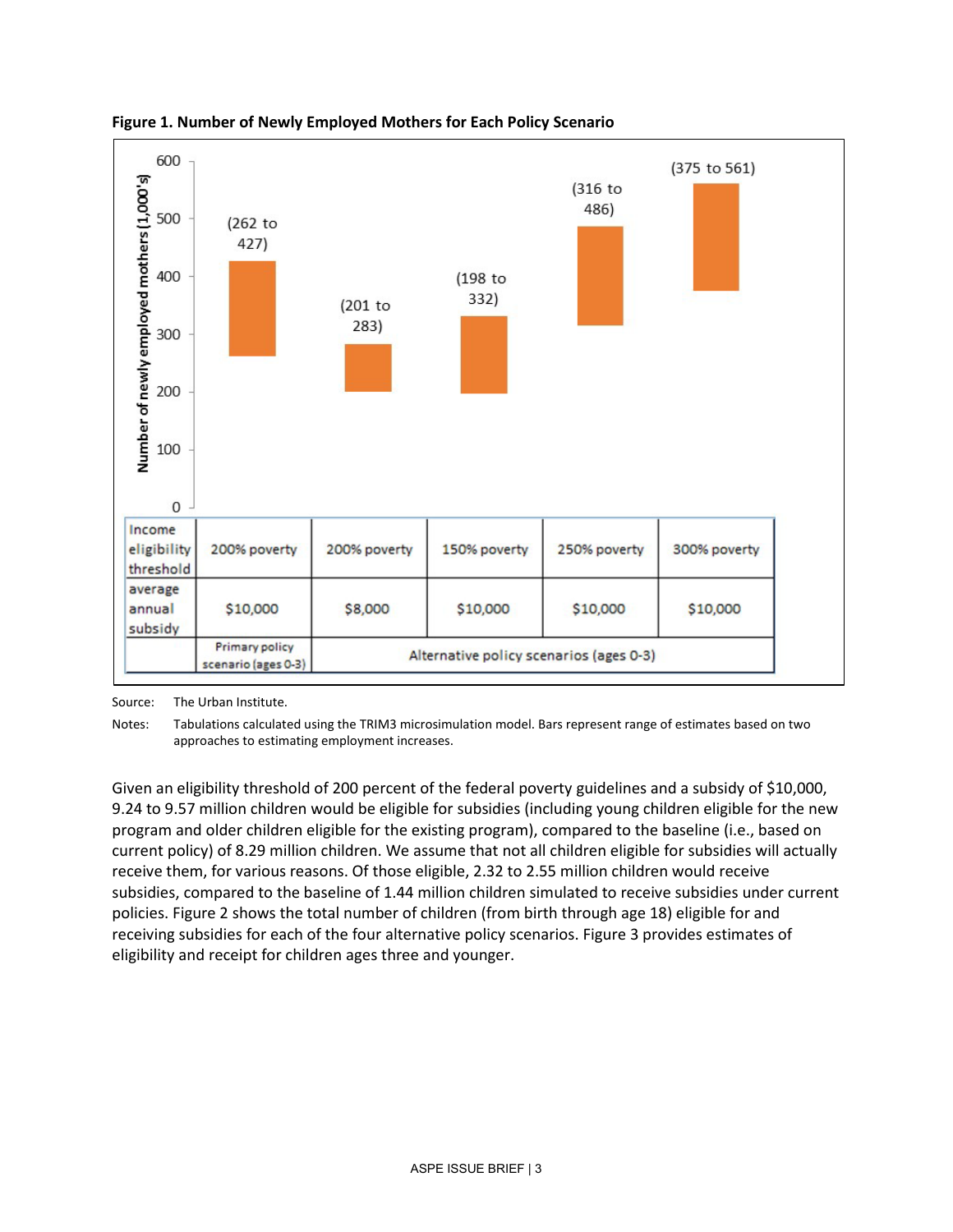**Figure 1. Number of Newly Employed Mothers for Each Policy Scenario**

| Income eligibility threshold | 200% poverty | 200% poverty | 150% poverty | 250% poverty | 300% poverty |
|---|---|---|---|---|---|
| average annual subsidy | $10,000 | $8,000 | $10,000 | $10,000 | $10,000 |
| Number of newly employed mothers (1,000's) | (262 to 427) | (201 to 283) | (198 to 332) | (316 to 486) | (375 to 561) |
| | Primary policy scenario (ages 0-3) | Alternative policy scenarios (ages 0-3) | | | |

Source: The Urban Institute.

Notes: Tabulations calculated using the TRIM3 microsimulation model. Bars represent range of estimates based on two approaches to estimating employment increases.

Given an eligibility threshold of 200 percent of the federal poverty guidelines and a subsidy of $10,000, 9.24 to 9.57 million children would be eligible for subsidies (including young children eligible for the new program and older children eligible for the existing program), compared to the baseline (i.e., based on current policy) of 8.29 million children. We assume that not all children eligible for subsidies will actually receive them, for various reasons. Of those eligible, 2.32 to 2.55 million children would receive subsidies, compared to the baseline of 1.44 million children simulated to receive subsidies under current policies. Figure 2 shows the total number of children (from birth through age 18) eligible for and receiving subsidies for each of the four alternative policy scenarios. Figure 3 provides estimates of eligibility and receipt for children ages three and younger.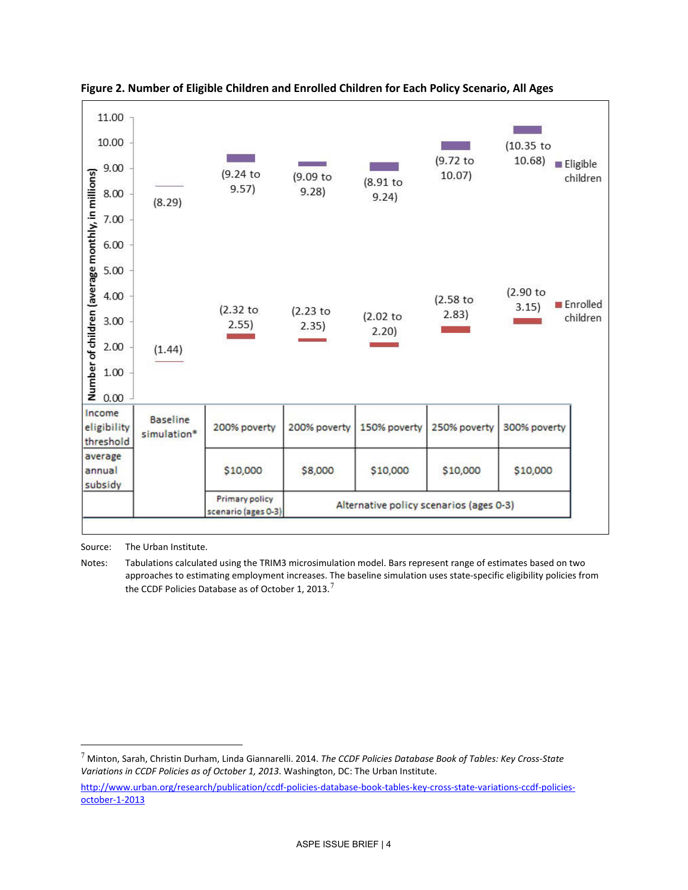**Figure 2. Number of Eligible Children and Enrolled Children for Each Policy Scenario, All Ages**

| | Baseline simulation* | Primary policy scenario (ages 0-3) | Alternative policy scenarios (ages 0-3) | | | |
|---|---|---|---|---|---|---|
| Income eligibility threshold | | 200% poverty | 200% poverty | 150% poverty | 250% poverty | 300% poverty |
| average annual subsidy | | $10,000 | $8,000 | $10,000 | $10,000 | $10,000 |
| Eligible children (millions) | (8.29) | (9.24 to 9.57) | (9.09 to 9.28) | (8.91 to 9.24) | (9.72 to 10.07) | (10.35 to 10.68) |
| Enrolled children (millions) | (1.44) | (2.32 to 2.55) | (2.23 to 2.35) | (2.02 to 2.20) | (2.58 to 2.83) | (2.90 to 3.15) |

Y-axis: Number of children (average monthly, in millions)

Source: The Urban Institute.

Notes: Tabulations calculated using the TRIM3 microsimulation model. Bars represent range of estimates based on two approaches to estimating employment increases. The baseline simulation uses state-specific eligibility policies from the CCDF Policies Database as of October 1, 2013.[7]

---

[7] Minton, Sarah, Christin Durham, Linda Giannarelli. 2014. *The CCDF Policies Database Book of Tables: Key Cross-State Variations in CCDF Policies as of October 1, 2013*. Washington, DC: The Urban Institute.

http://www.urban.org/research/publication/ccdf-policies-database-book-tables-key-cross-state-variations-ccdf-policies-october-1-2013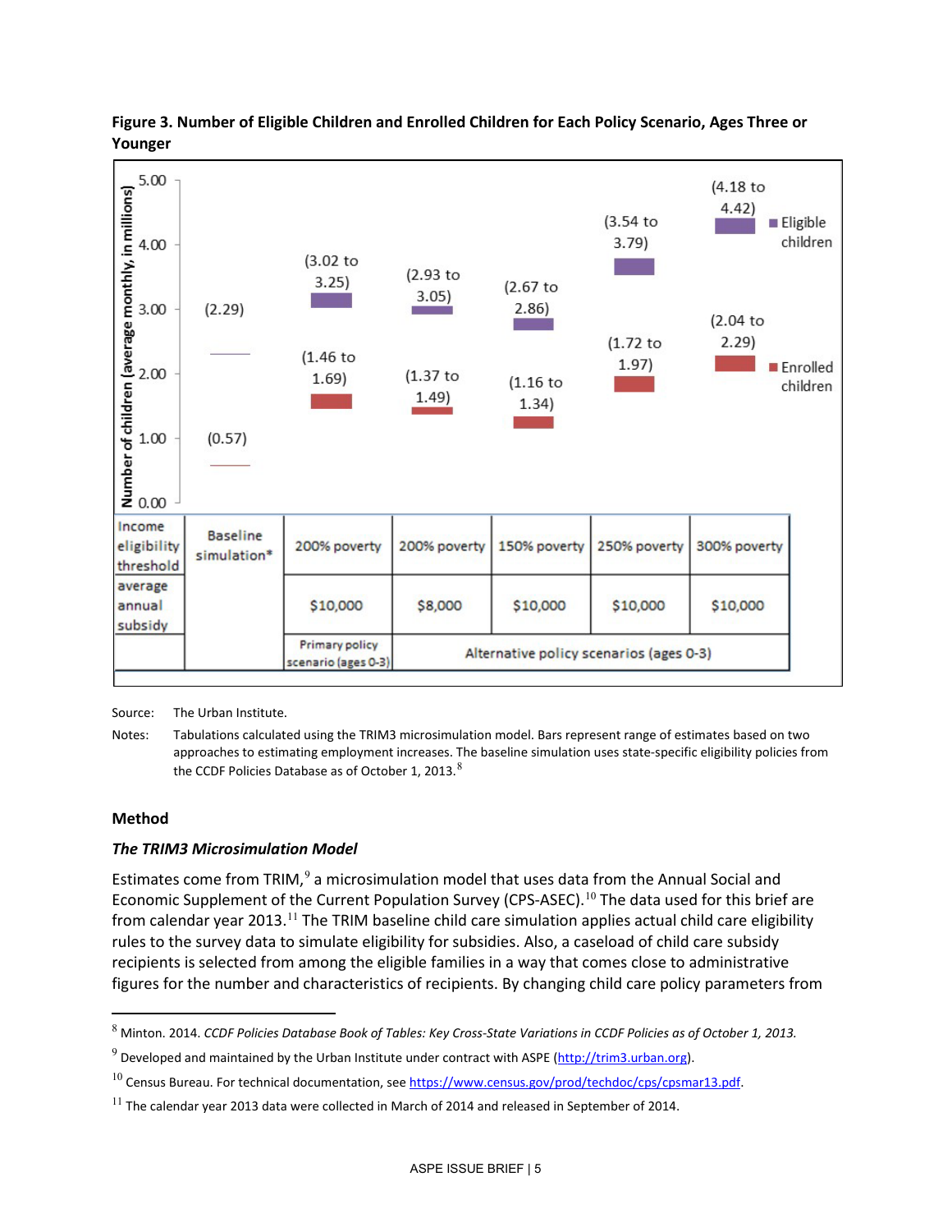**Figure 3. Number of Eligible Children and Enrolled Children for Each Policy Scenario, Ages Three or Younger**

| Income eligibility threshold | Baseline simulation* | 200% poverty | 200% poverty | 150% poverty | 250% poverty | 300% poverty |
|---|---|---|---|---|---|---|
| average annual subsidy | | $10,000 | $8,000 | $10,000 | $10,000 | $10,000 |
| | | Primary policy scenario (ages 0-3) | Alternative policy scenarios (ages 0-3) | | | |
| Eligible children (millions) | (2.29) | (3.02 to 3.25) | (2.93 to 3.05) | (2.67 to 2.86) | (3.54 to 3.79) | (4.18 to 4.42) |
| Enrolled children (millions) | (0.57) | (1.46 to 1.69) | (1.37 to 1.49) | (1.16 to 1.34) | (1.72 to 1.97) | (2.04 to 2.29) |

Source: The Urban Institute.

Notes: Tabulations calculated using the TRIM3 microsimulation model. Bars represent range of estimates based on two approaches to estimating employment increases. The baseline simulation uses state-specific eligibility policies from the CCDF Policies Database as of October 1, 2013.[8]

## Method

### *The TRIM3 Microsimulation Model*

Estimates come from TRIM,[9] a microsimulation model that uses data from the Annual Social and Economic Supplement of the Current Population Survey (CPS-ASEC).[10] The data used for this brief are from calendar year 2013.[11] The TRIM baseline child care simulation applies actual child care eligibility rules to the survey data to simulate eligibility for subsidies. Also, a caseload of child care subsidy recipients is selected from among the eligible families in a way that comes close to administrative figures for the number and characteristics of recipients. By changing child care policy parameters from

---

[8] Minton. 2014. *CCDF Policies Database Book of Tables: Key Cross-State Variations in CCDF Policies as of October 1, 2013.*

[9] Developed and maintained by the Urban Institute under contract with ASPE (http://trim3.urban.org).

[10] Census Bureau. For technical documentation, see https://www.census.gov/prod/techdoc/cps/cpsmar13.pdf.

[11] The calendar year 2013 data were collected in March of 2014 and released in September of 2014.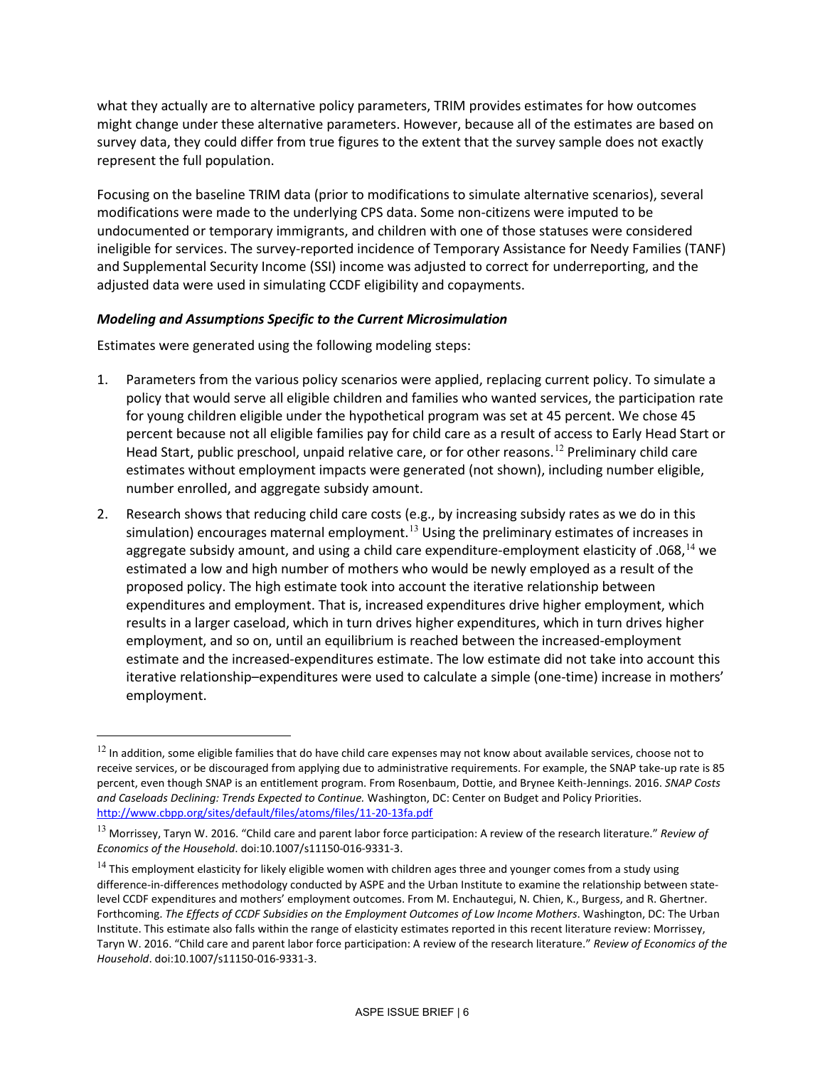what they actually are to alternative policy parameters, TRIM provides estimates for how outcomes might change under these alternative parameters. However, because all of the estimates are based on survey data, they could differ from true figures to the extent that the survey sample does not exactly represent the full population.

Focusing on the baseline TRIM data (prior to modifications to simulate alternative scenarios), several modifications were made to the underlying CPS data. Some non-citizens were imputed to be undocumented or temporary immigrants, and children with one of those statuses were considered ineligible for services. The survey-reported incidence of Temporary Assistance for Needy Families (TANF) and Supplemental Security Income (SSI) income was adjusted to correct for underreporting, and the adjusted data were used in simulating CCDF eligibility and copayments.

### *Modeling and Assumptions Specific to the Current Microsimulation*

Estimates were generated using the following modeling steps:

1. Parameters from the various policy scenarios were applied, replacing current policy. To simulate a policy that would serve all eligible children and families who wanted services, the participation rate for young children eligible under the hypothetical program was set at 45 percent. We chose 45 percent because not all eligible families pay for child care as a result of access to Early Head Start or Head Start, public preschool, unpaid relative care, or for other reasons.[12] Preliminary child care estimates without employment impacts were generated (not shown), including number eligible, number enrolled, and aggregate subsidy amount.

2. Research shows that reducing child care costs (e.g., by increasing subsidy rates as we do in this simulation) encourages maternal employment.[13] Using the preliminary estimates of increases in aggregate subsidy amount, and using a child care expenditure-employment elasticity of .068,[14] we estimated a low and high number of mothers who would be newly employed as a result of the proposed policy. The high estimate took into account the iterative relationship between expenditures and employment. That is, increased expenditures drive higher employment, which results in a larger caseload, which in turn drives higher expenditures, which in turn drives higher employment, and so on, until an equilibrium is reached between the increased-employment estimate and the increased-expenditures estimate. The low estimate did not take into account this iterative relationship–expenditures were used to calculate a simple (one-time) increase in mothers' employment.

---

[12] In addition, some eligible families that do have child care expenses may not know about available services, choose not to receive services, or be discouraged from applying due to administrative requirements. For example, the SNAP take-up rate is 85 percent, even though SNAP is an entitlement program. From Rosenbaum, Dottie, and Brynee Keith-Jennings. 2016. *SNAP Costs and Caseloads Declining: Trends Expected to Continue.* Washington, DC: Center on Budget and Policy Priorities. http://www.cbpp.org/sites/default/files/atoms/files/11-20-13fa.pdf

[13] Morrissey, Taryn W. 2016. "Child care and parent labor force participation: A review of the research literature." *Review of Economics of the Household*. doi:10.1007/s11150-016-9331-3.

[14] This employment elasticity for likely eligible women with children ages three and younger comes from a study using difference-in-differences methodology conducted by ASPE and the Urban Institute to examine the relationship between state-level CCDF expenditures and mothers' employment outcomes. From M. Enchautegui, N. Chien, K., Burgess, and R. Ghertner. Forthcoming. *The Effects of CCDF Subsidies on the Employment Outcomes of Low Income Mothers*. Washington, DC: The Urban Institute. This estimate also falls within the range of elasticity estimates reported in this recent literature review: Morrissey, Taryn W. 2016. "Child care and parent labor force participation: A review of the research literature." *Review of Economics of the Household*. doi:10.1007/s11150-016-9331-3.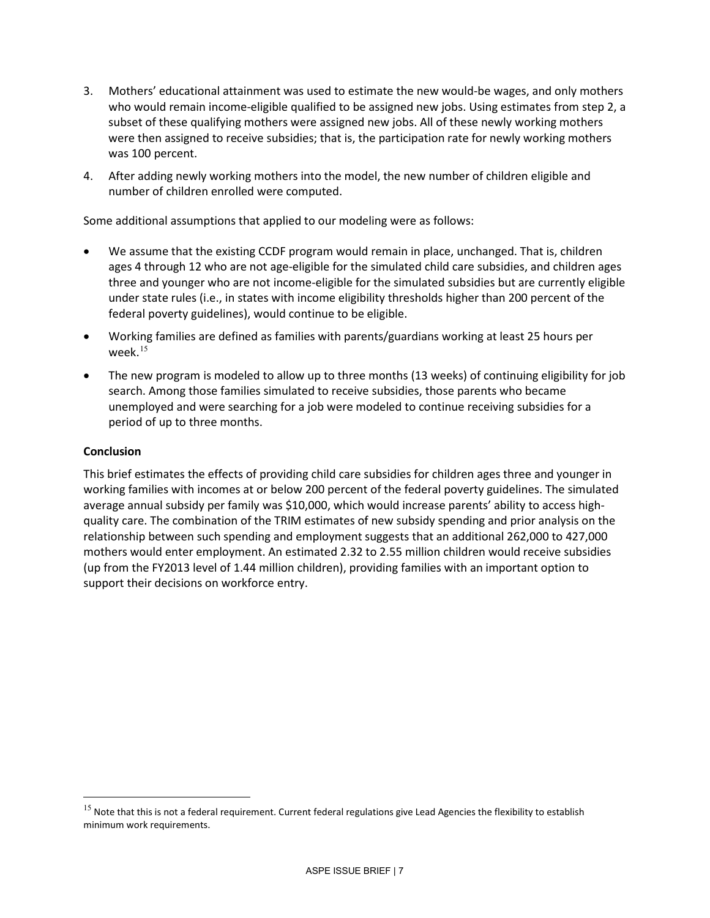3. Mothers' educational attainment was used to estimate the new would-be wages, and only mothers who would remain income-eligible qualified to be assigned new jobs. Using estimates from step 2, a subset of these qualifying mothers were assigned new jobs. All of these newly working mothers were then assigned to receive subsidies; that is, the participation rate for newly working mothers was 100 percent.
4. After adding newly working mothers into the model, the new number of children eligible and number of children enrolled were computed.

Some additional assumptions that applied to our modeling were as follows:

- We assume that the existing CCDF program would remain in place, unchanged. That is, children ages 4 through 12 who are not age-eligible for the simulated child care subsidies, and children ages three and younger who are not income-eligible for the simulated subsidies but are currently eligible under state rules (i.e., in states with income eligibility thresholds higher than 200 percent of the federal poverty guidelines), would continue to be eligible.
- Working families are defined as families with parents/guardians working at least 25 hours per week.[15]
- The new program is modeled to allow up to three months (13 weeks) of continuing eligibility for job search. Among those families simulated to receive subsidies, those parents who became unemployed and were searching for a job were modeled to continue receiving subsidies for a period of up to three months.

**Conclusion**

This brief estimates the effects of providing child care subsidies for children ages three and younger in working families with incomes at or below 200 percent of the federal poverty guidelines. The simulated average annual subsidy per family was $10,000, which would increase parents' ability to access high-quality care. The combination of the TRIM estimates of new subsidy spending and prior analysis on the relationship between such spending and employment suggests that an additional 262,000 to 427,000 mothers would enter employment. An estimated 2.32 to 2.55 million children would receive subsidies (up from the FY2013 level of 1.44 million children), providing families with an important option to support their decisions on workforce entry.

[15] Note that this is not a federal requirement. Current federal regulations give Lead Agencies the flexibility to establish minimum work requirements.